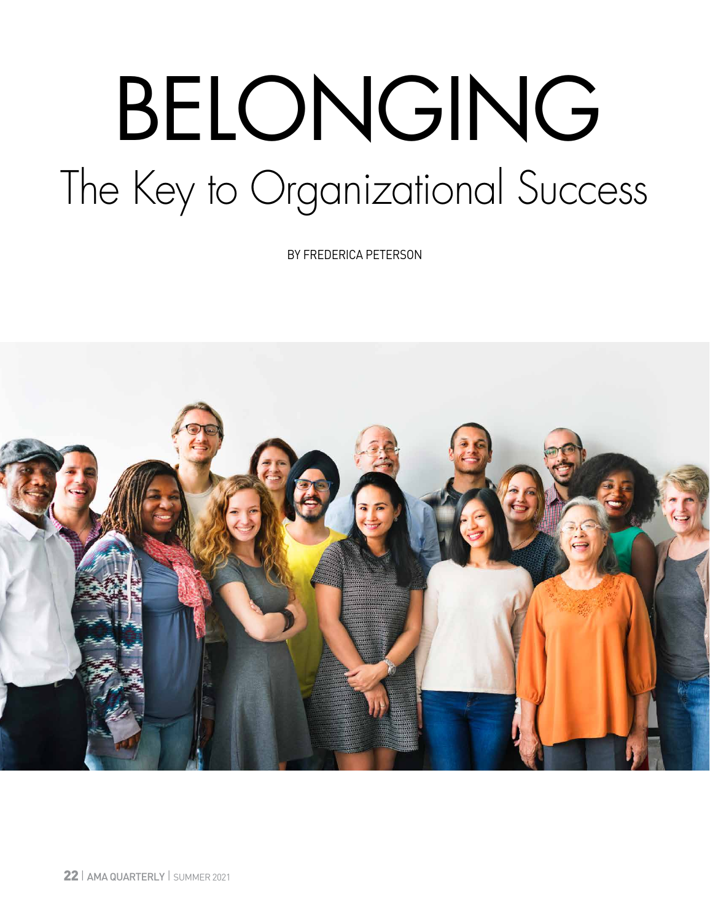# BELONGING

## The Key to Organizational Success

BY FREDERICA PETERSON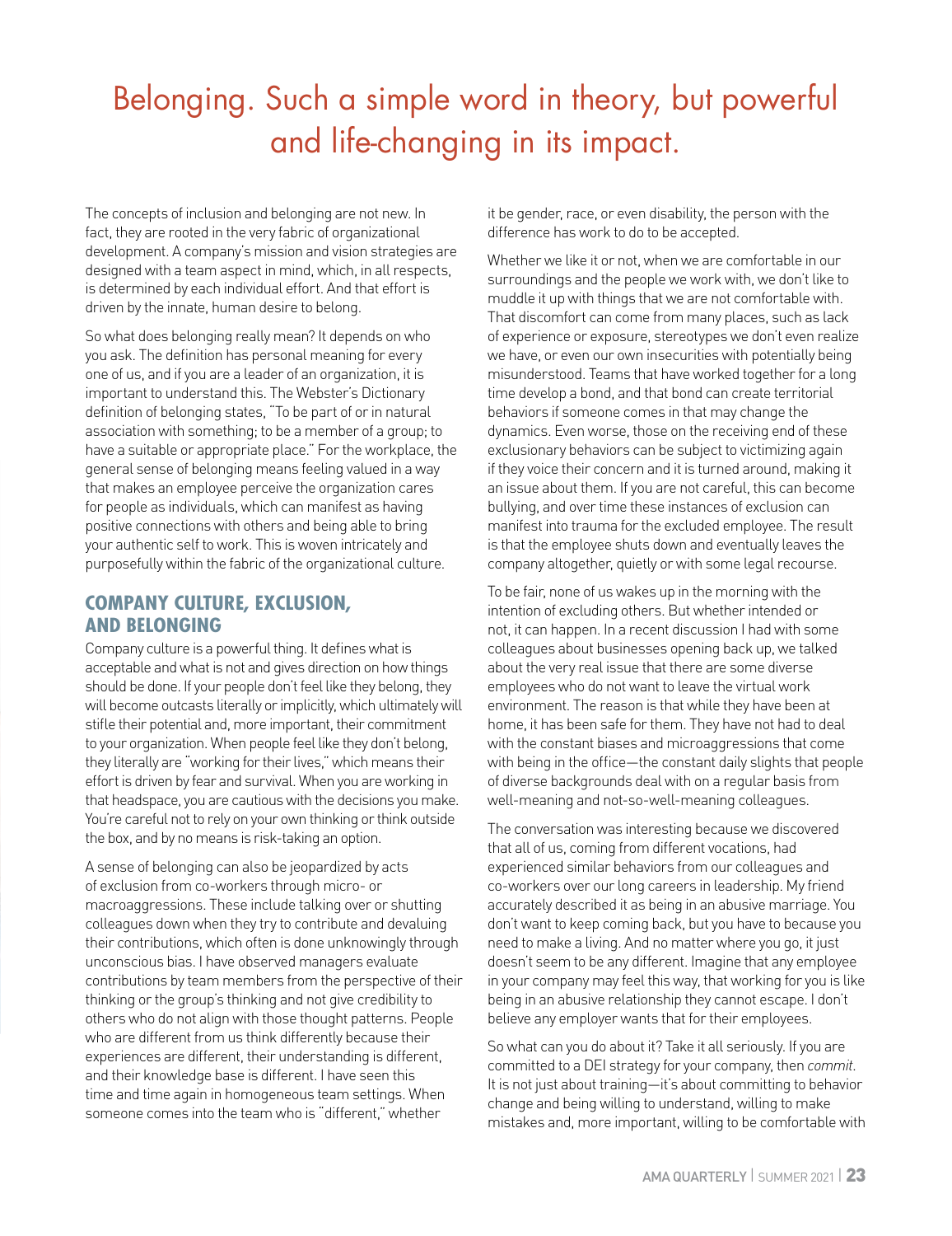# Belonging. Such a simple word in theory, but powerful and life-changing in its impact.

The concepts of inclusion and belonging are not new. In fact, they are rooted in the very fabric of organizational development. A company's mission and vision strategies are designed with a team aspect in mind, which, in all respects, is determined by each individual effort. And that effort is driven by the innate, human desire to belong.

So what does belonging really mean? It depends on who you ask. The definition has personal meaning for every one of us, and if you are a leader of an organization, it is important to understand this. The Webster's Dictionary definition of belonging states, "To be part of or in natural association with something; to be a member of a group; to have a suitable or appropriate place." For the workplace, the general sense of belonging means feeling valued in a way that makes an employee perceive the organization cares for people as individuals, which can manifest as having positive connections with others and being able to bring your authentic self to work. This is woven intricately and purposefully within the fabric of the organizational culture.

## COMPANY CULTURE, EXCLUSION, AND BELONGING

Company culture is a powerful thing. It defines what is acceptable and what is not and gives direction on how things should be done. If your people don't feel like they belong, they will become outcasts literally or implicitly, which ultimately will stifle their potential and, more important, their commitment to your organization. When people feel like they don't belong, they literally are "working for their lives," which means their effort is driven by fear and survival. When you are working in that headspace, you are cautious with the decisions you make. You're careful not to rely on your own thinking or think outside the box, and by no means is risk-taking an option.

A sense of belonging can also be jeopardized by acts of exclusion from co-workers through micro- or macroaggressions. These include talking over or shutting colleagues down when they try to contribute and devaluing their contributions, which often is done unknowingly through unconscious bias. I have observed managers evaluate contributions by team members from the perspective of their thinking or the group's thinking and not give credibility to others who do not align with those thought patterns. People who are different from us think differently because their experiences are different, their understanding is different, and their knowledge base is different. I have seen this time and time again in homogeneous team settings. When someone comes into the team who is "different," whether it be gender, race, or even disability, the person with the difference has work to do to be accepted.

Whether we like it or not, when we are comfortable in our surroundings and the people we work with, we don't like to muddle it up with things that we are not comfortable with. That discomfort can come from many places, such as lack of experience or exposure, stereotypes we don't even realize we have, or even our own insecurities with potentially being misunderstood. Teams that have worked together for a long time develop a bond, and that bond can create territorial behaviors if someone comes in that may change the dynamics. Even worse, those on the receiving end of these exclusionary behaviors can be subject to victimizing again if they voice their concern and it is turned around, making it an issue about them. If you are not careful, this can become bullying, and over time these instances of exclusion can manifest into trauma for the excluded employee. The result is that the employee shuts down and eventually leaves the company altogether, quietly or with some legal recourse.

To be fair, none of us wakes up in the morning with the intention of excluding others. But whether intended or not, it can happen. In a recent discussion I had with some colleagues about businesses opening back up, we talked about the very real issue that there are some diverse employees who do not want to leave the virtual work environment. The reason is that while they have been at home, it has been safe for them. They have not had to deal with the constant biases and microaggressions that come with being in the office—the constant daily slights that people of diverse backgrounds deal with on a regular basis from well-meaning and not-so-well-meaning colleagues.

The conversation was interesting because we discovered that all of us, coming from different vocations, had experienced similar behaviors from our colleagues and co-workers over our long careers in leadership. My friend accurately described it as being in an abusive marriage. You don't want to keep coming back, but you have to because you need to make a living. And no matter where you go, it just doesn't seem to be any different. Imagine that any employee in your company may feel this way, that working for you is like being in an abusive relationship they cannot escape. I don't believe any employer wants that for their employees.

So what can you do about it? Take it all seriously. If you are committed to a DEI strategy for your company, then *commit*. It is not just about training—it's about committing to behavior change and being willing to understand, willing to make mistakes and, more important, willing to be comfortable with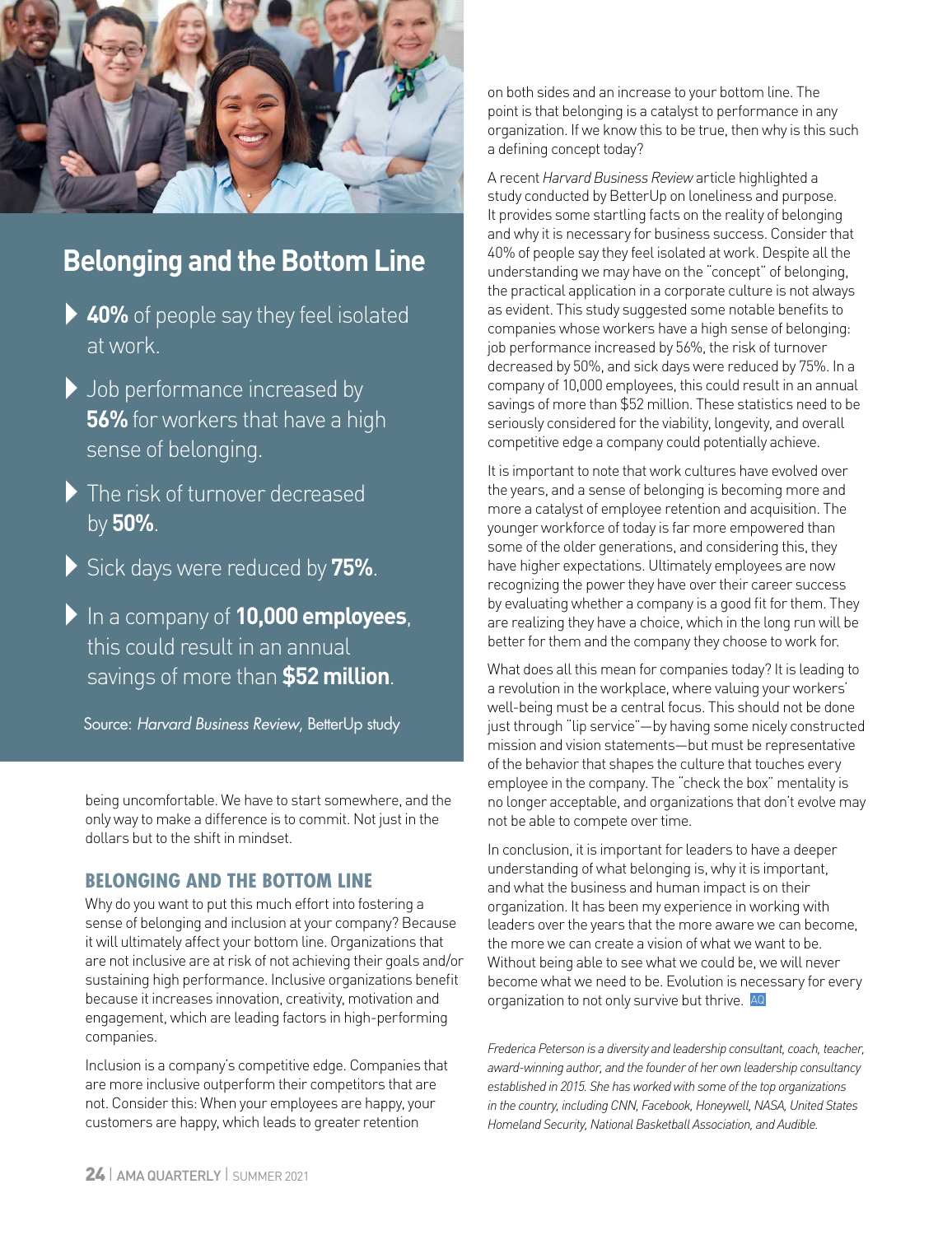## Belonging and the Bottom Line

- **40%** of people say they feel isolated at work.
- Job performance increased by **56%** for workers that have a high sense of belonging.
- The risk of turnover decreased by **50%**.
- Sick days were reduced by **75%**.
- In a company of **10,000 employees**, this could result in an annual savings of more than **$52 million**.

Source: *Harvard Business Review*, BetterUp study

being uncomfortable. We have to start somewhere, and the only way to make a difference is to commit. Not just in the dollars but to the shift in mindset.

### BELONGING AND THE BOTTOM LINE

Why do you want to put this much effort into fostering a sense of belonging and inclusion at your company? Because it will ultimately affect your bottom line. Organizations that are not inclusive are at risk of not achieving their goals and/or sustaining high performance. Inclusive organizations benefit because it increases innovation, creativity, motivation and engagement, which are leading factors in high-performing companies.

Inclusion is a company's competitive edge. Companies that are more inclusive outperform their competitors that are not. Consider this: When your employees are happy, your customers are happy, which leads to greater retention on both sides and an increase to your bottom line. The point is that belonging is a catalyst to performance in any organization. If we know this to be true, then why is this such a defining concept today?

A recent *Harvard Business Review* article highlighted a study conducted by BetterUp on loneliness and purpose. It provides some startling facts on the reality of belonging and why it is necessary for business success. Consider that 40% of people say they feel isolated at work. Despite all the understanding we may have on the "concept" of belonging, the practical application in a corporate culture is not always as evident. This study suggested some notable benefits to companies whose workers have a high sense of belonging: job performance increased by 56%, the risk of turnover decreased by 50%, and sick days were reduced by 75%. In a company of 10,000 employees, this could result in an annual savings of more than $52 million. These statistics need to be seriously considered for the viability, longevity, and overall competitive edge a company could potentially achieve.

It is important to note that work cultures have evolved over the years, and a sense of belonging is becoming more and more a catalyst of employee retention and acquisition. The younger workforce of today is far more empowered than some of the older generations, and considering this, they have higher expectations. Ultimately employees are now recognizing the power they have over their career success by evaluating whether a company is a good fit for them. They are realizing they have a choice, which in the long run will be better for them and the company they choose to work for.

What does all this mean for companies today? It is leading to a revolution in the workplace, where valuing your workers' well-being must be a central focus. This should not be done just through "lip service"—by having some nicely constructed mission and vision statements—but must be representative of the behavior that shapes the culture that touches every employee in the company. The "check the box" mentality is no longer acceptable, and organizations that don't evolve may not be able to compete over time.

In conclusion, it is important for leaders to have a deeper understanding of what belonging is, why it is important, and what the business and human impact is on their organization. It has been my experience in working with leaders over the years that the more aware we can become, the more we can create a vision of what we want to be. Without being able to see what we could be, we will never become what we need to be. Evolution is necessary for every organization to not only survive but thrive. AQ

*Frederica Peterson is a diversity and leadership consultant, coach, teacher, award-winning author, and the founder of her own leadership consultancy established in 2015. She has worked with some of the top organizations in the country, including CNN, Facebook, Honeywell, NASA, United States Homeland Security, National Basketball Association, and Audible.*